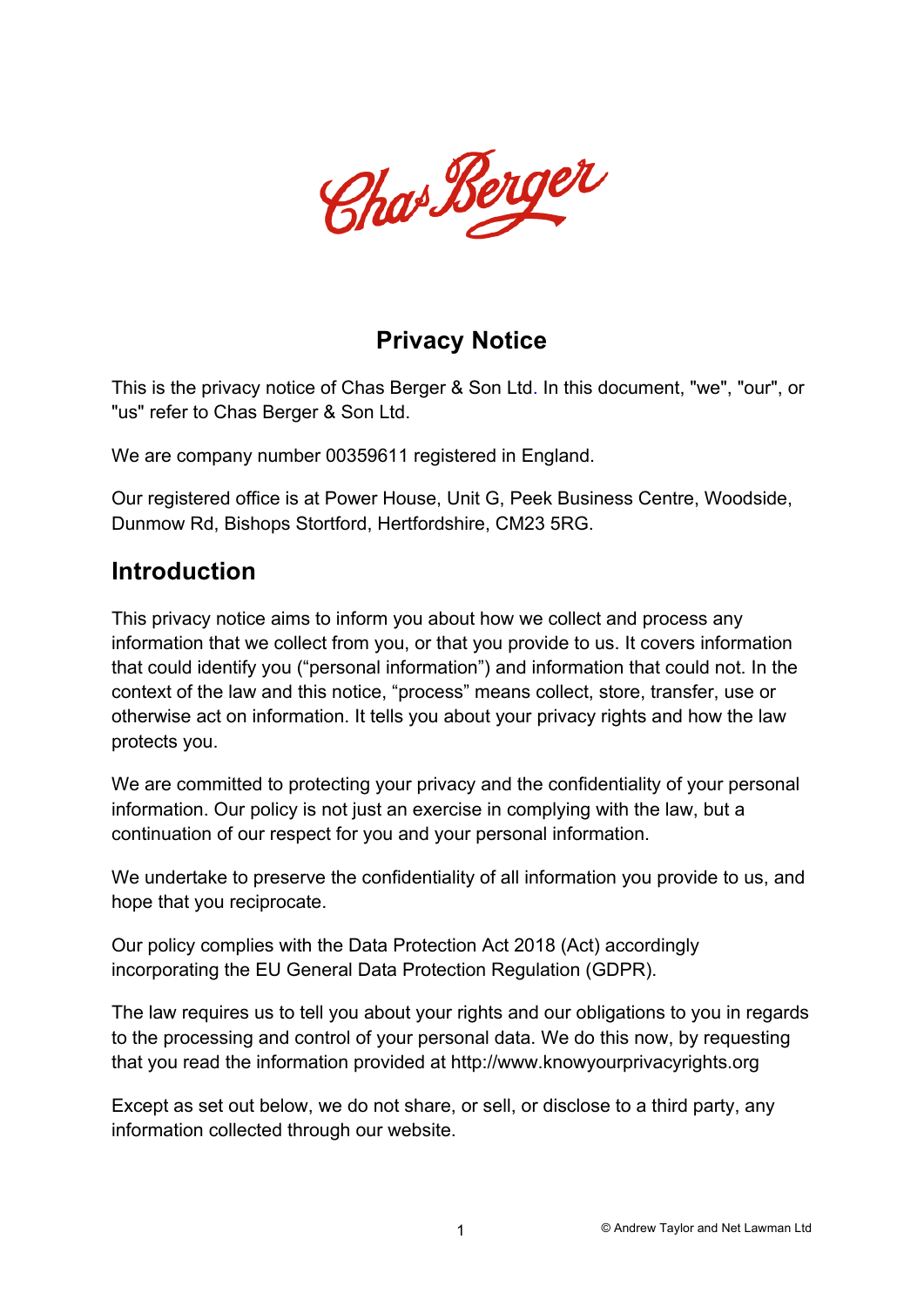# Privacy Notice

This is the privacy notice of Chas Berger & Son Ltd. In this document, "we", "our", or "us" refer to Chas Berger & Son Ltd.

We are company number 00359611 registered in England.

Our registered office is at Power House, Unit G, Peek Business Centre, Woodside, Dunmow Rd, Bishops Stortford, Hertfordshire, CM23 5RG.

## Introduction

This privacy notice aims to inform you about how we collect and process any information that we collect from you, or that you provide to us. It covers information that could identify you ("personal information") and information that could not. In the context of the law and this notice, "process" means collect, store, transfer, use or otherwise act on information. It tells you about your privacy rights and how the law protects you.

We are committed to protecting your privacy and the confidentiality of your personal information. Our policy is not just an exercise in complying with the law, but a continuation of our respect for you and your personal information.

We undertake to preserve the confidentiality of all information you provide to us, and hope that you reciprocate.

Our policy complies with the Data Protection Act 2018 (Act) accordingly incorporating the EU General Data Protection Regulation (GDPR).

The law requires us to tell you about your rights and our obligations to you in regards to the processing and control of your personal data. We do this now, by requesting that you read the information provided at http://www.knowyourprivacyrights.org

Except as set out below, we do not share, or sell, or disclose to a third party, any information collected through our website.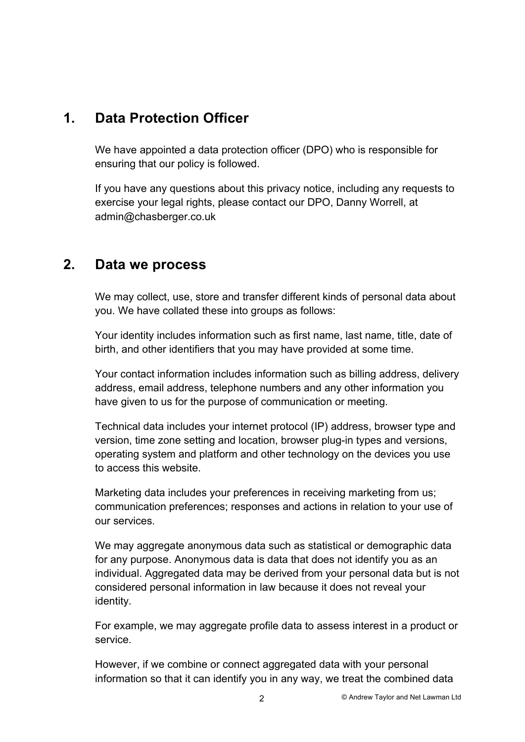## 1. Data Protection Officer

We have appointed a data protection officer (DPO) who is responsible for ensuring that our policy is followed.

If you have any questions about this privacy notice, including any requests to exercise your legal rights, please contact our DPO, Danny Worrell, at admin@chasberger.co.uk

## 2. Data we process

We may collect, use, store and transfer different kinds of personal data about you. We have collated these into groups as follows:

Your identity includes information such as first name, last name, title, date of birth, and other identifiers that you may have provided at some time.

Your contact information includes information such as billing address, delivery address, email address, telephone numbers and any other information you have given to us for the purpose of communication or meeting.

Technical data includes your internet protocol (IP) address, browser type and version, time zone setting and location, browser plug-in types and versions, operating system and platform and other technology on the devices you use to access this website.

Marketing data includes your preferences in receiving marketing from us; communication preferences; responses and actions in relation to your use of our services.

We may aggregate anonymous data such as statistical or demographic data for any purpose. Anonymous data is data that does not identify you as an individual. Aggregated data may be derived from your personal data but is not considered personal information in law because it does not reveal your identity.

For example, we may aggregate profile data to assess interest in a product or service.

However, if we combine or connect aggregated data with your personal information so that it can identify you in any way, we treat the combined data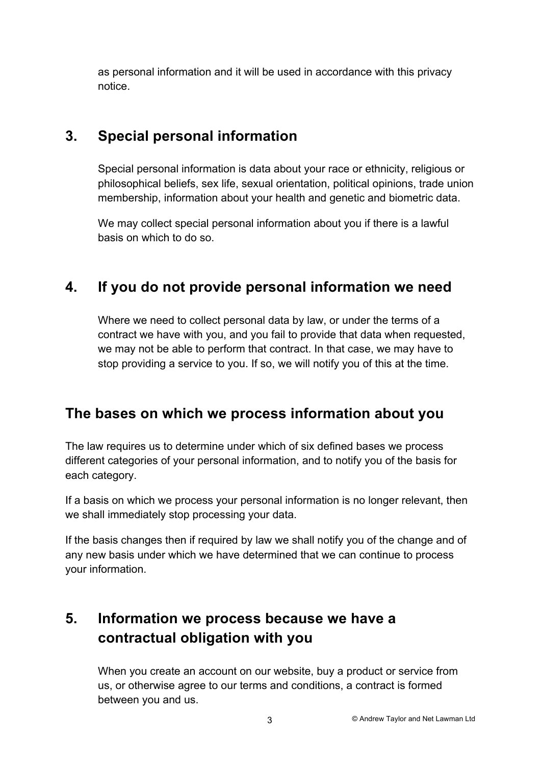as personal information and it will be used in accordance with this privacy notice.

## 3. Special personal information

Special personal information is data about your race or ethnicity, religious or philosophical beliefs, sex life, sexual orientation, political opinions, trade union membership, information about your health and genetic and biometric data.

We may collect special personal information about you if there is a lawful basis on which to do so.

## 4. If you do not provide personal information we need

Where we need to collect personal data by law, or under the terms of a contract we have with you, and you fail to provide that data when requested, we may not be able to perform that contract. In that case, we may have to stop providing a service to you. If so, we will notify you of this at the time.

## The bases on which we process information about you

The law requires us to determine under which of six defined bases we process different categories of your personal information, and to notify you of the basis for each category.

If a basis on which we process your personal information is no longer relevant, then we shall immediately stop processing your data.

If the basis changes then if required by law we shall notify you of the change and of any new basis under which we have determined that we can continue to process your information.

## 5. Information we process because we have a contractual obligation with you

When you create an account on our website, buy a product or service from us, or otherwise agree to our terms and conditions, a contract is formed between you and us.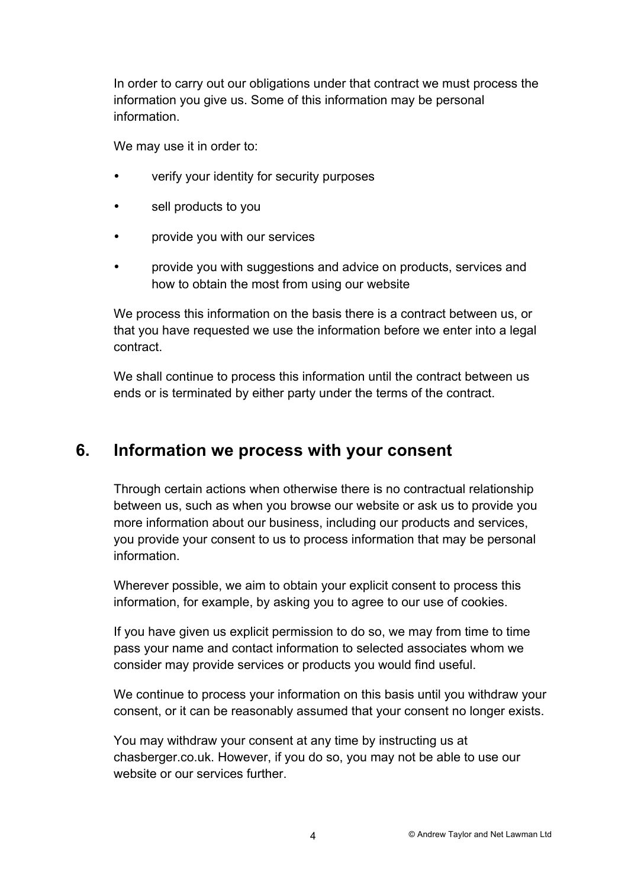In order to carry out our obligations under that contract we must process the information you give us. Some of this information may be personal information.

We may use it in order to:

- verify your identity for security purposes
- sell products to you
- provide you with our services
- provide you with suggestions and advice on products, services and how to obtain the most from using our website

We process this information on the basis there is a contract between us, or that you have requested we use the information before we enter into a legal contract.

We shall continue to process this information until the contract between us ends or is terminated by either party under the terms of the contract.

## 6. Information we process with your consent

Through certain actions when otherwise there is no contractual relationship between us, such as when you browse our website or ask us to provide you more information about our business, including our products and services, you provide your consent to us to process information that may be personal information.

Wherever possible, we aim to obtain your explicit consent to process this information, for example, by asking you to agree to our use of cookies.

If you have given us explicit permission to do so, we may from time to time pass your name and contact information to selected associates whom we consider may provide services or products you would find useful.

We continue to process your information on this basis until you withdraw your consent, or it can be reasonably assumed that your consent no longer exists.

You may withdraw your consent at any time by instructing us at chasberger.co.uk. However, if you do so, you may not be able to use our website or our services further.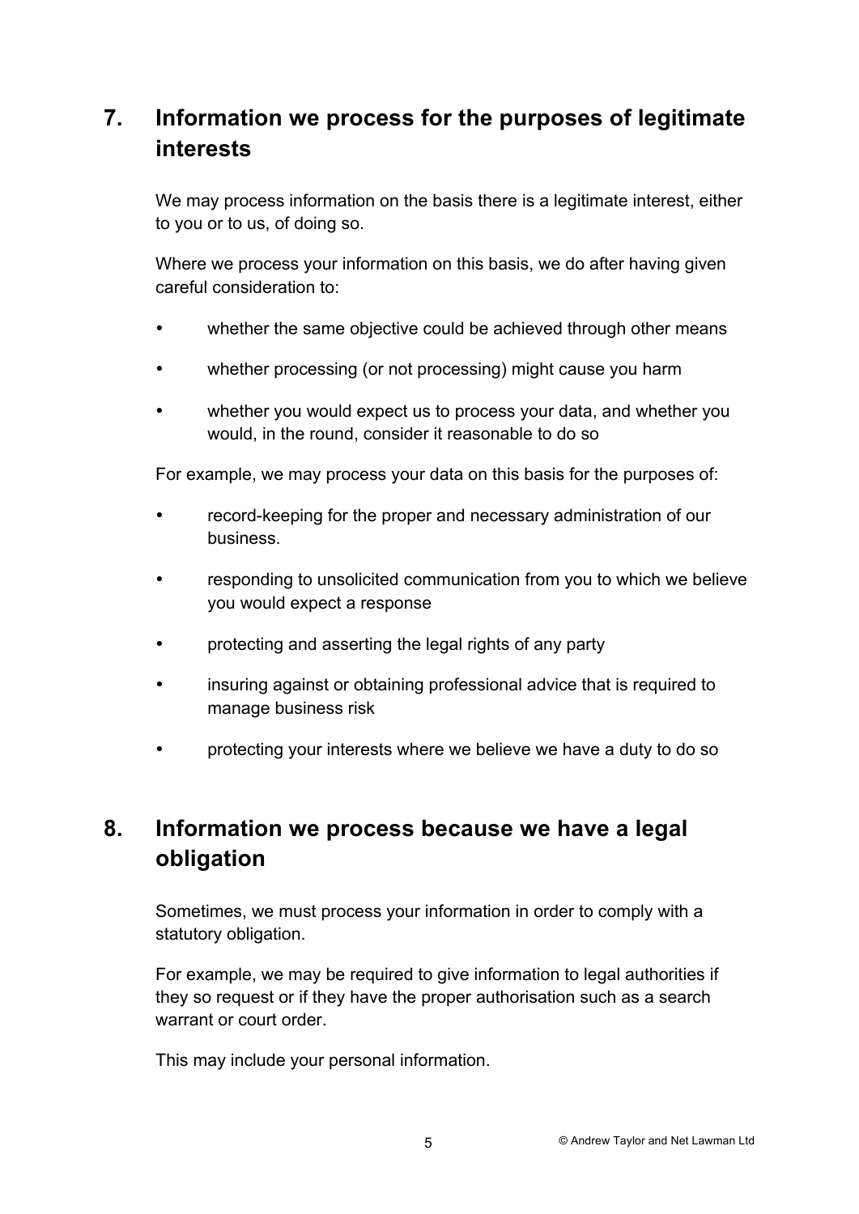## 7. Information we process for the purposes of legitimate interests

We may process information on the basis there is a legitimate interest, either to you or to us, of doing so.

Where we process your information on this basis, we do after having given careful consideration to:

- whether the same objective could be achieved through other means
- whether processing (or not processing) might cause you harm
- whether you would expect us to process your data, and whether you would, in the round, consider it reasonable to do so

For example, we may process your data on this basis for the purposes of:

- record-keeping for the proper and necessary administration of our business.
- responding to unsolicited communication from you to which we believe you would expect a response
- protecting and asserting the legal rights of any party
- insuring against or obtaining professional advice that is required to manage business risk
- protecting your interests where we believe we have a duty to do so

## 8. Information we process because we have a legal obligation

Sometimes, we must process your information in order to comply with a statutory obligation.

For example, we may be required to give information to legal authorities if they so request or if they have the proper authorisation such as a search warrant or court order.

This may include your personal information.

© Andrew Taylor and Net Lawman Ltd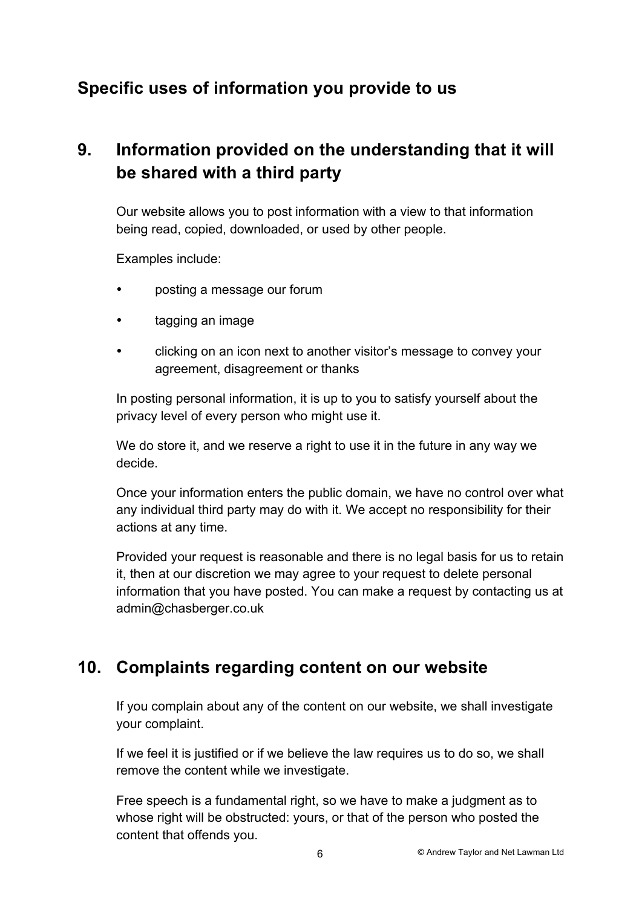## Specific uses of information you provide to us

## 9. Information provided on the understanding that it will be shared with a third party

Our website allows you to post information with a view to that information being read, copied, downloaded, or used by other people.

Examples include:

- posting a message our forum
- tagging an image
- clicking on an icon next to another visitor's message to convey your agreement, disagreement or thanks

In posting personal information, it is up to you to satisfy yourself about the privacy level of every person who might use it.

We do store it, and we reserve a right to use it in the future in any way we decide.

Once your information enters the public domain, we have no control over what any individual third party may do with it. We accept no responsibility for their actions at any time.

Provided your request is reasonable and there is no legal basis for us to retain it, then at our discretion we may agree to your request to delete personal information that you have posted. You can make a request by contacting us at admin@chasberger.co.uk

## 10. Complaints regarding content on our website

If you complain about any of the content on our website, we shall investigate your complaint.

If we feel it is justified or if we believe the law requires us to do so, we shall remove the content while we investigate.

Free speech is a fundamental right, so we have to make a judgment as to whose right will be obstructed: yours, or that of the person who posted the content that offends you.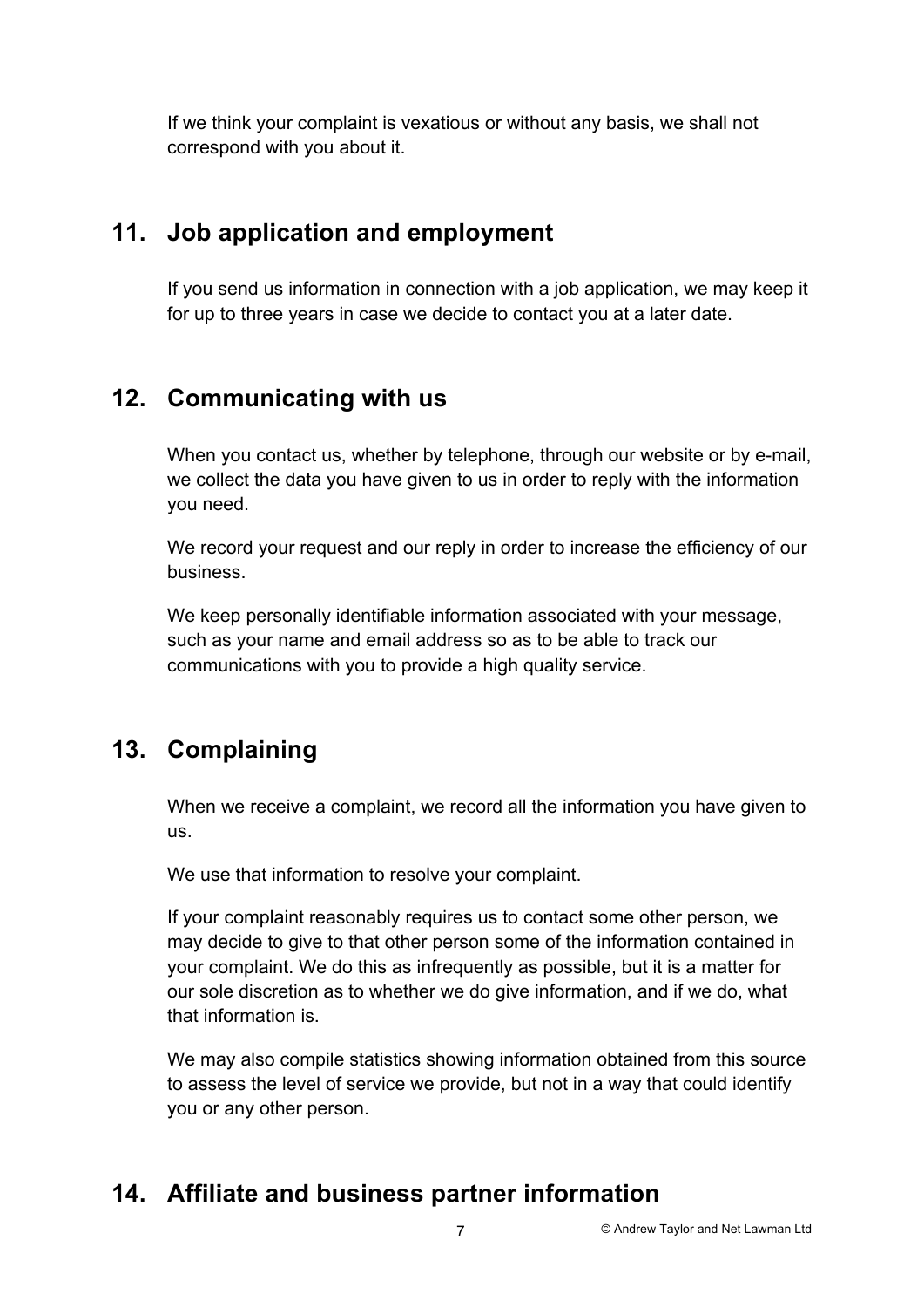If we think your complaint is vexatious or without any basis, we shall not correspond with you about it.

## 11. Job application and employment

If you send us information in connection with a job application, we may keep it for up to three years in case we decide to contact you at a later date.

## 12. Communicating with us

When you contact us, whether by telephone, through our website or by e-mail, we collect the data you have given to us in order to reply with the information you need.

We record your request and our reply in order to increase the efficiency of our business.

We keep personally identifiable information associated with your message, such as your name and email address so as to be able to track our communications with you to provide a high quality service.

## 13. Complaining

When we receive a complaint, we record all the information you have given to us.

We use that information to resolve your complaint.

If your complaint reasonably requires us to contact some other person, we may decide to give to that other person some of the information contained in your complaint. We do this as infrequently as possible, but it is a matter for our sole discretion as to whether we do give information, and if we do, what that information is.

We may also compile statistics showing information obtained from this source to assess the level of service we provide, but not in a way that could identify you or any other person.

## 14. Affiliate and business partner information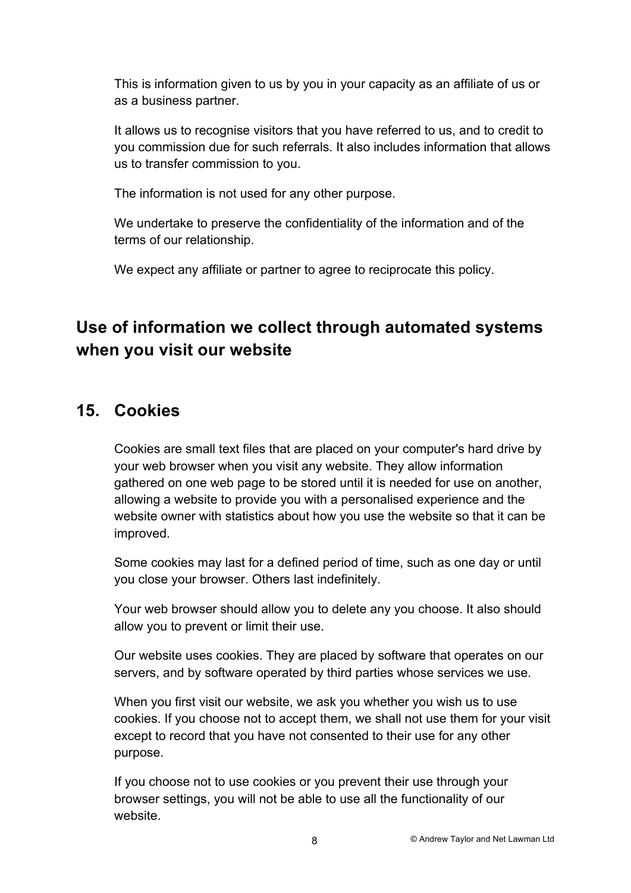This is information given to us by you in your capacity as an affiliate of us or as a business partner.

It allows us to recognise visitors that you have referred to us, and to credit to you commission due for such referrals. It also includes information that allows us to transfer commission to you.

The information is not used for any other purpose.

We undertake to preserve the confidentiality of the information and of the terms of our relationship.

We expect any affiliate or partner to agree to reciprocate this policy.

## Use of information we collect through automated systems when you visit our website

## 15. Cookies

Cookies are small text files that are placed on your computer's hard drive by your web browser when you visit any website. They allow information gathered on one web page to be stored until it is needed for use on another, allowing a website to provide you with a personalised experience and the website owner with statistics about how you use the website so that it can be improved.

Some cookies may last for a defined period of time, such as one day or until you close your browser. Others last indefinitely.

Your web browser should allow you to delete any you choose. It also should allow you to prevent or limit their use.

Our website uses cookies. They are placed by software that operates on our servers, and by software operated by third parties whose services we use.

When you first visit our website, we ask you whether you wish us to use cookies. If you choose not to accept them, we shall not use them for your visit except to record that you have not consented to their use for any other purpose.

If you choose not to use cookies or you prevent their use through your browser settings, you will not be able to use all the functionality of our website.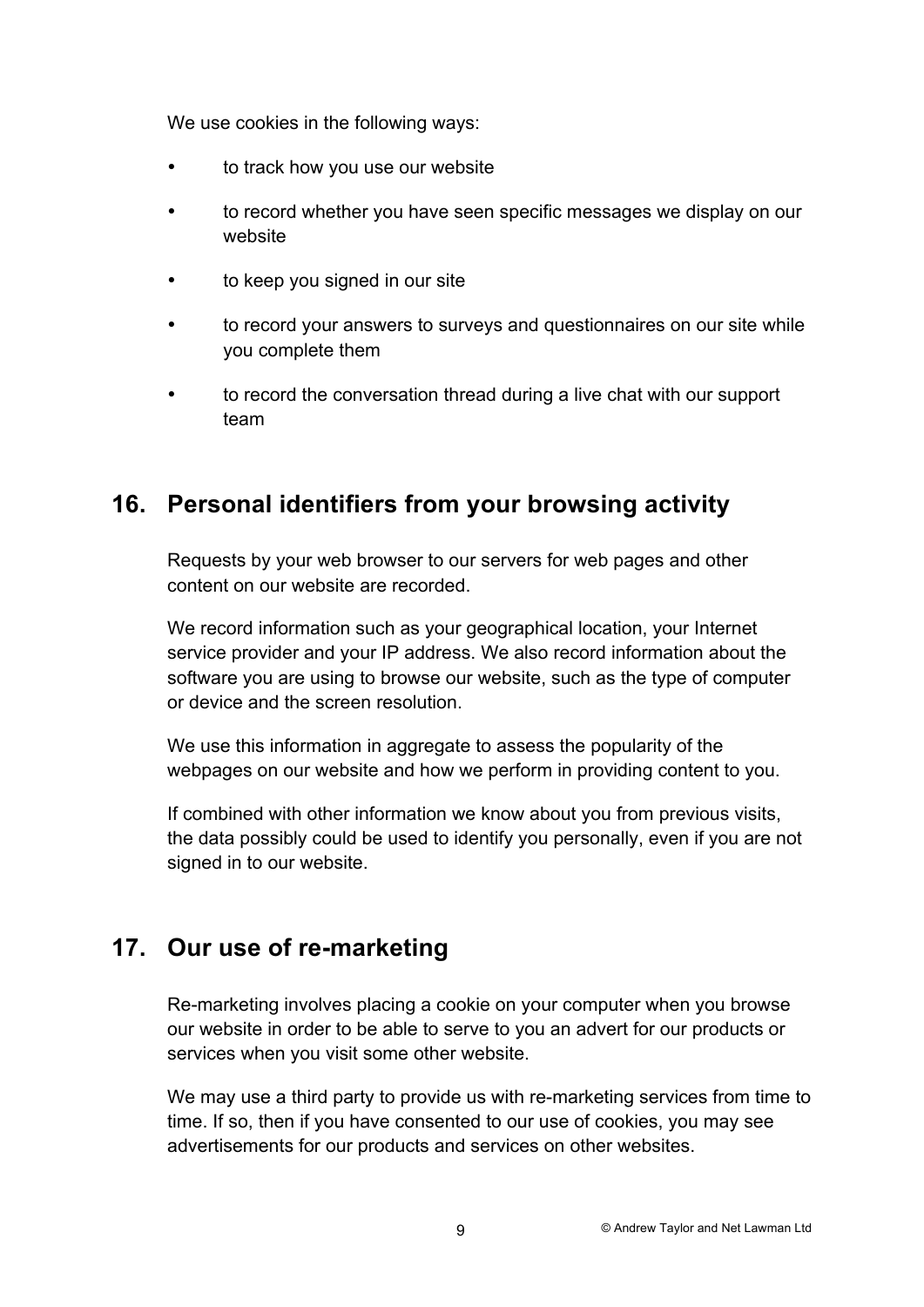We use cookies in the following ways:

- to track how you use our website
- to record whether you have seen specific messages we display on our website
- to keep you signed in our site
- to record your answers to surveys and questionnaires on our site while you complete them
- to record the conversation thread during a live chat with our support team

## 16. Personal identifiers from your browsing activity

Requests by your web browser to our servers for web pages and other content on our website are recorded.

We record information such as your geographical location, your Internet service provider and your IP address. We also record information about the software you are using to browse our website, such as the type of computer or device and the screen resolution.

We use this information in aggregate to assess the popularity of the webpages on our website and how we perform in providing content to you.

If combined with other information we know about you from previous visits, the data possibly could be used to identify you personally, even if you are not signed in to our website.

## 17. Our use of re-marketing

Re-marketing involves placing a cookie on your computer when you browse our website in order to be able to serve to you an advert for our products or services when you visit some other website.

We may use a third party to provide us with re-marketing services from time to time. If so, then if you have consented to our use of cookies, you may see advertisements for our products and services on other websites.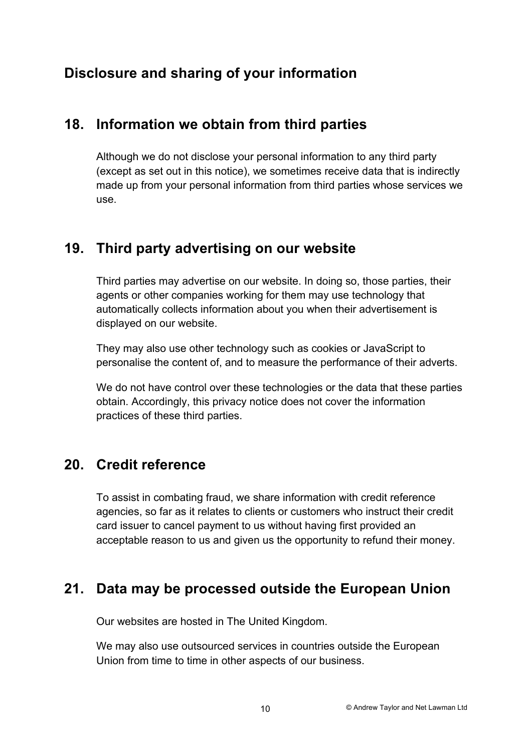## Disclosure and sharing of your information

## 18. Information we obtain from third parties

Although we do not disclose your personal information to any third party (except as set out in this notice), we sometimes receive data that is indirectly made up from your personal information from third parties whose services we use.

## 19. Third party advertising on our website

Third parties may advertise on our website. In doing so, those parties, their agents or other companies working for them may use technology that automatically collects information about you when their advertisement is displayed on our website.

They may also use other technology such as cookies or JavaScript to personalise the content of, and to measure the performance of their adverts.

We do not have control over these technologies or the data that these parties obtain. Accordingly, this privacy notice does not cover the information practices of these third parties.

## 20. Credit reference

To assist in combating fraud, we share information with credit reference agencies, so far as it relates to clients or customers who instruct their credit card issuer to cancel payment to us without having first provided an acceptable reason to us and given us the opportunity to refund their money.

## 21. Data may be processed outside the European Union

Our websites are hosted in The United Kingdom.

We may also use outsourced services in countries outside the European Union from time to time in other aspects of our business.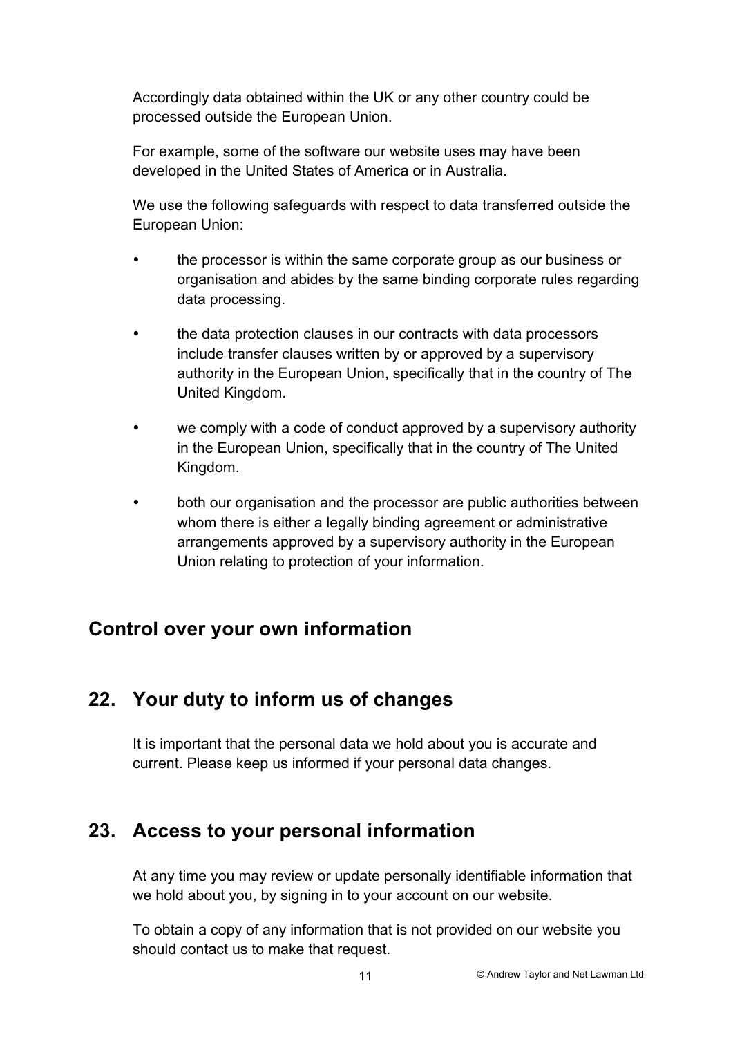Accordingly data obtained within the UK or any other country could be processed outside the European Union.

For example, some of the software our website uses may have been developed in the United States of America or in Australia.

We use the following safeguards with respect to data transferred outside the European Union:

- the processor is within the same corporate group as our business or organisation and abides by the same binding corporate rules regarding data processing.
- the data protection clauses in our contracts with data processors include transfer clauses written by or approved by a supervisory authority in the European Union, specifically that in the country of The United Kingdom.
- we comply with a code of conduct approved by a supervisory authority in the European Union, specifically that in the country of The United Kingdom.
- both our organisation and the processor are public authorities between whom there is either a legally binding agreement or administrative arrangements approved by a supervisory authority in the European Union relating to protection of your information.

## Control over your own information

## 22. Your duty to inform us of changes

It is important that the personal data we hold about you is accurate and current. Please keep us informed if your personal data changes.

## 23. Access to your personal information

At any time you may review or update personally identifiable information that we hold about you, by signing in to your account on our website.

To obtain a copy of any information that is not provided on our website you should contact us to make that request.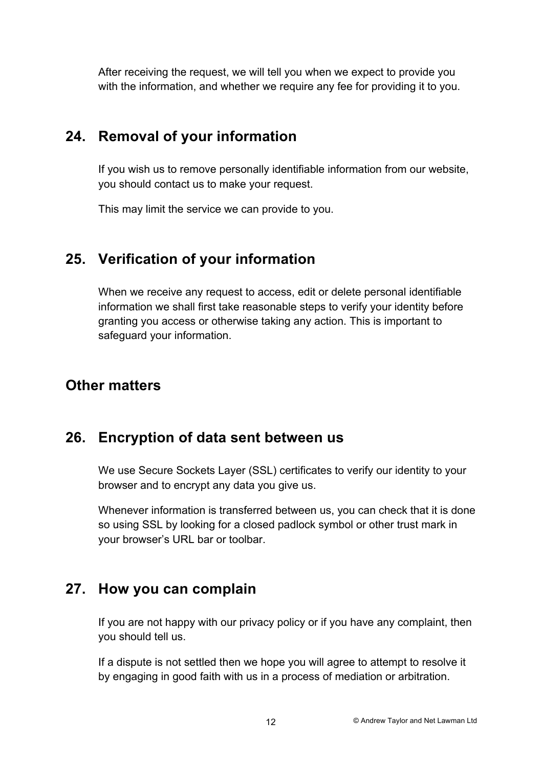After receiving the request, we will tell you when we expect to provide you with the information, and whether we require any fee for providing it to you.

## 24. Removal of your information

If you wish us to remove personally identifiable information from our website, you should contact us to make your request.

This may limit the service we can provide to you.

## 25. Verification of your information

When we receive any request to access, edit or delete personal identifiable information we shall first take reasonable steps to verify your identity before granting you access or otherwise taking any action. This is important to safeguard your information.

# Other matters

## 26. Encryption of data sent between us

We use Secure Sockets Layer (SSL) certificates to verify our identity to your browser and to encrypt any data you give us.

Whenever information is transferred between us, you can check that it is done so using SSL by looking for a closed padlock symbol or other trust mark in your browser's URL bar or toolbar.

## 27. How you can complain

If you are not happy with our privacy policy or if you have any complaint, then you should tell us.

If a dispute is not settled then we hope you will agree to attempt to resolve it by engaging in good faith with us in a process of mediation or arbitration.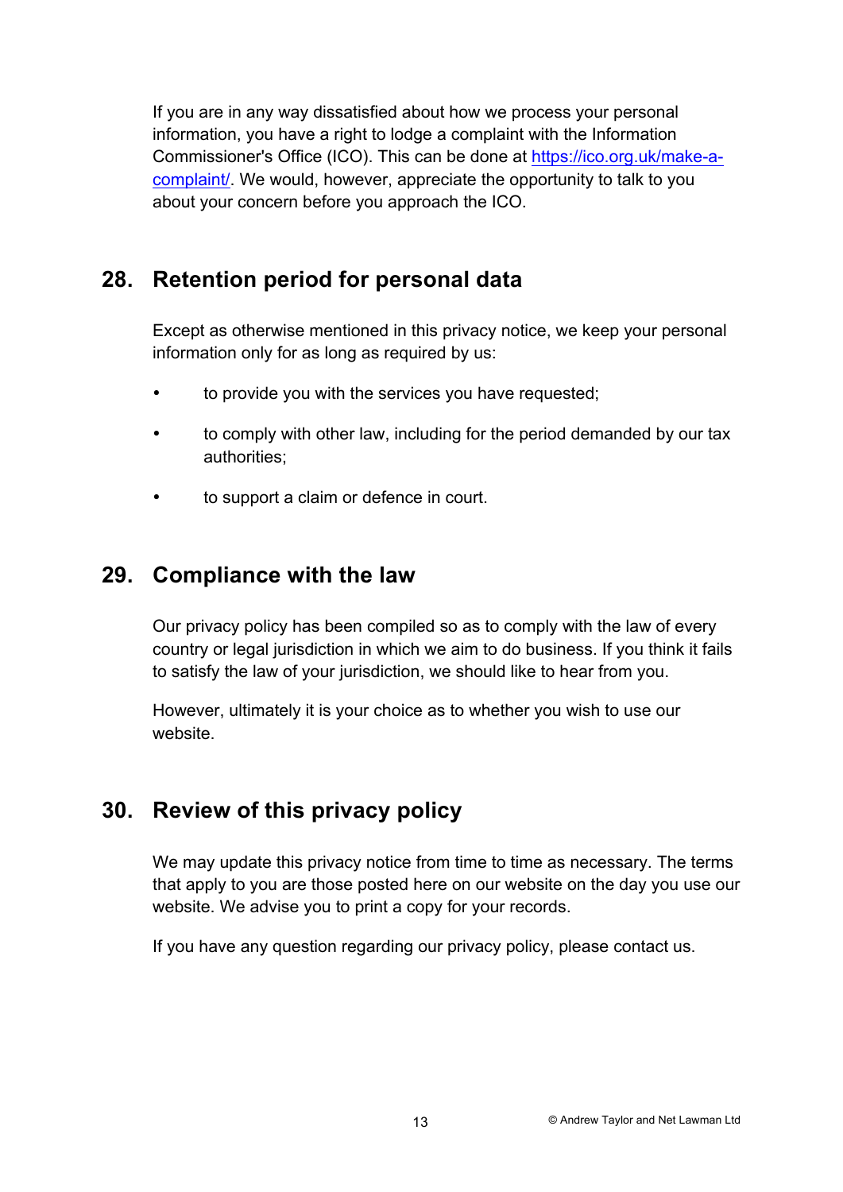If you are in any way dissatisfied about how we process your personal information, you have a right to lodge a complaint with the Information Commissioner's Office (ICO). This can be done at [https://ico.org.uk/make-a-complaint/](https://ico.org.uk/make-a-complaint/). We would, however, appreciate the opportunity to talk to you about your concern before you approach the ICO.

## 28. Retention period for personal data

Except as otherwise mentioned in this privacy notice, we keep your personal information only for as long as required by us:

- to provide you with the services you have requested;
- to comply with other law, including for the period demanded by our tax authorities;
- to support a claim or defence in court.

## 29. Compliance with the law

Our privacy policy has been compiled so as to comply with the law of every country or legal jurisdiction in which we aim to do business. If you think it fails to satisfy the law of your jurisdiction, we should like to hear from you.

However, ultimately it is your choice as to whether you wish to use our website.

## 30. Review of this privacy policy

We may update this privacy notice from time to time as necessary. The terms that apply to you are those posted here on our website on the day you use our website. We advise you to print a copy for your records.

If you have any question regarding our privacy policy, please contact us.

© Andrew Taylor and Net Lawman Ltd